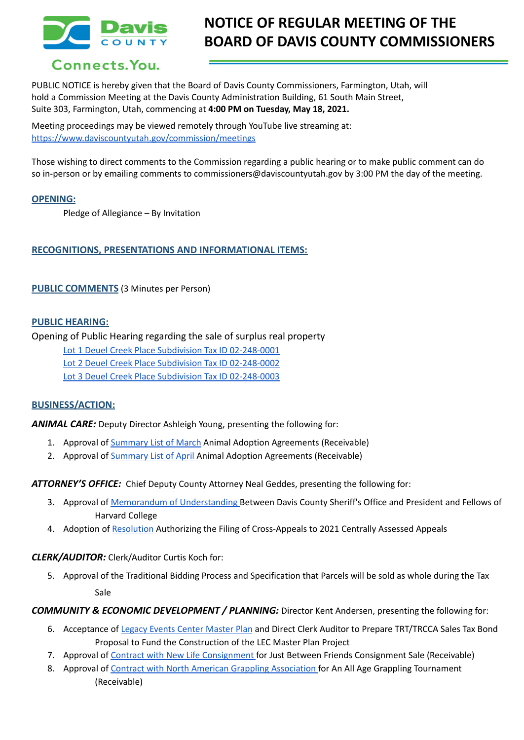# NOTICE OF REGULAR MEETING OF THE BOARD OF DAVIS COUNTY COMMISSIONERS

PUBLIC NOTICE is hereby given that the Board of Davis County Commissioners, Farmington, Utah, will hold a Commission Meeting at the Davis County Administration Building, 61 South Main Street, Suite 303, Farmington, Utah, commencing at **4:00 PM on Tuesday, May 18, 2021.**

Meeting proceedings may be viewed remotely through YouTube live streaming at: https://www.daviscountyutah.gov/commission/meetings

Those wishing to direct comments to the Commission regarding a public hearing or to make public comment can do so in-person or by emailing comments to commissioners@daviscountyutah.gov by 3:00 PM the day of the meeting.

## OPENING:

Pledge of Allegiance – By Invitation

## RECOGNITIONS, PRESENTATIONS AND INFORMATIONAL ITEMS:

## PUBLIC COMMENTS (3 Minutes per Person)

## PUBLIC HEARING:

Opening of Public Hearing regarding the sale of surplus real property

Lot 1 Deuel Creek Place Subdivision Tax ID 02-248-0001
Lot 2 Deuel Creek Place Subdivision Tax ID 02-248-0002
Lot 3 Deuel Creek Place Subdivision Tax ID 02-248-0003

## BUSINESS/ACTION:

***ANIMAL CARE:*** Deputy Director Ashleigh Young, presenting the following for:

1. Approval of Summary List of March Animal Adoption Agreements (Receivable)
2. Approval of Summary List of April Animal Adoption Agreements (Receivable)

***ATTORNEY'S OFFICE:*** Chief Deputy County Attorney Neal Geddes, presenting the following for:

3. Approval of Memorandum of Understanding Between Davis County Sheriff's Office and President and Fellows of Harvard College
4. Adoption of Resolution Authorizing the Filing of Cross-Appeals to 2021 Centrally Assessed Appeals

***CLERK/AUDITOR:*** Clerk/Auditor Curtis Koch for:

5. Approval of the Traditional Bidding Process and Specification that Parcels will be sold as whole during the Tax Sale

***COMMUNITY & ECONOMIC DEVELOPMENT / PLANNING:*** Director Kent Andersen, presenting the following for:

6. Acceptance of Legacy Events Center Master Plan and Direct Clerk Auditor to Prepare TRT/TRCCA Sales Tax Bond Proposal to Fund the Construction of the LEC Master Plan Project
7. Approval of Contract with New Life Consignment for Just Between Friends Consignment Sale (Receivable)
8. Approval of Contract with North American Grappling Association for An All Age Grappling Tournament (Receivable)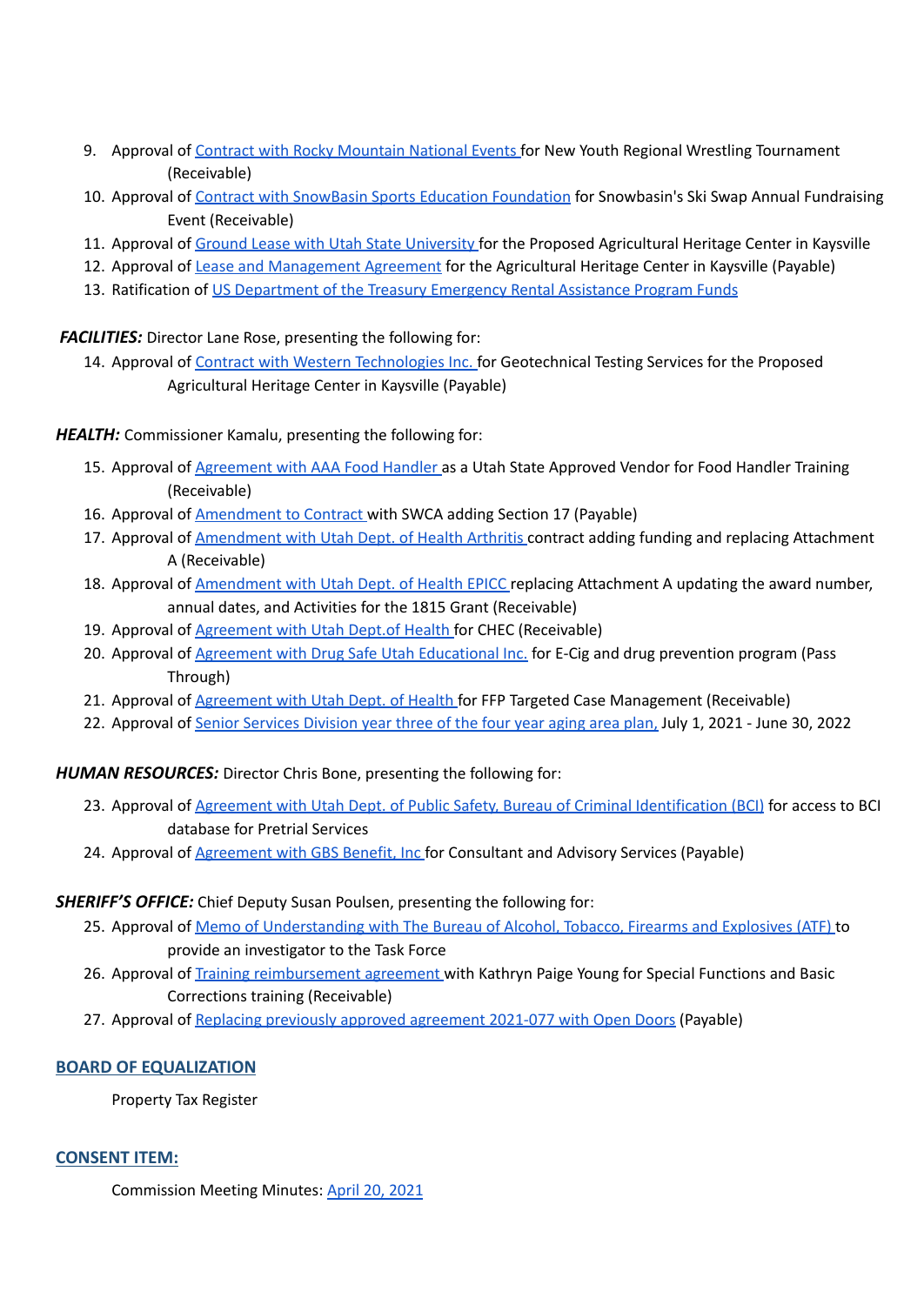9. Approval of Contract with Rocky Mountain National Events for New Youth Regional Wrestling Tournament (Receivable)
10. Approval of Contract with SnowBasin Sports Education Foundation for Snowbasin's Ski Swap Annual Fundraising Event (Receivable)
11. Approval of Ground Lease with Utah State University for the Proposed Agricultural Heritage Center in Kaysville
12. Approval of Lease and Management Agreement for the Agricultural Heritage Center in Kaysville (Payable)
13. Ratification of US Department of the Treasury Emergency Rental Assistance Program Funds

***FACILITIES:*** Director Lane Rose, presenting the following for:

14. Approval of Contract with Western Technologies Inc. for Geotechnical Testing Services for the Proposed Agricultural Heritage Center in Kaysville (Payable)

***HEALTH:*** Commissioner Kamalu, presenting the following for:

15. Approval of Agreement with AAA Food Handler as a Utah State Approved Vendor for Food Handler Training (Receivable)
16. Approval of Amendment to Contract with SWCA adding Section 17 (Payable)
17. Approval of Amendment with Utah Dept. of Health Arthritis contract adding funding and replacing Attachment A (Receivable)
18. Approval of Amendment with Utah Dept. of Health EPICC replacing Attachment A updating the award number, annual dates, and Activities for the 1815 Grant (Receivable)
19. Approval of Agreement with Utah Dept.of Health for CHEC (Receivable)
20. Approval of Agreement with Drug Safe Utah Educational Inc. for E-Cig and drug prevention program (Pass Through)
21. Approval of Agreement with Utah Dept. of Health for FFP Targeted Case Management (Receivable)
22. Approval of Senior Services Division year three of the four year aging area plan, July 1, 2021 - June 30, 2022

***HUMAN RESOURCES:*** Director Chris Bone, presenting the following for:

23. Approval of Agreement with Utah Dept. of Public Safety, Bureau of Criminal Identification (BCI) for access to BCI database for Pretrial Services
24. Approval of Agreement with GBS Benefit, Inc for Consultant and Advisory Services (Payable)

***SHERIFF'S OFFICE:*** Chief Deputy Susan Poulsen, presenting the following for:

25. Approval of Memo of Understanding with The Bureau of Alcohol, Tobacco, Firearms and Explosives (ATF) to provide an investigator to the Task Force
26. Approval of Training reimbursement agreement with Kathryn Paige Young for Special Functions and Basic Corrections training (Receivable)
27. Approval of Replacing previously approved agreement 2021-077 with Open Doors (Payable)

## BOARD OF EQUALIZATION

Property Tax Register

## CONSENT ITEM:

Commission Meeting Minutes: April 20, 2021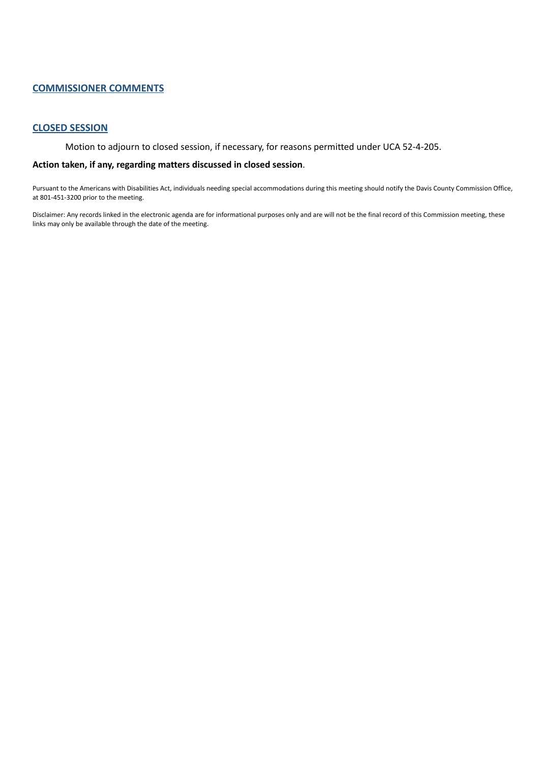## COMMISSIONER COMMENTS

## CLOSED SESSION

Motion to adjourn to closed session, if necessary, for reasons permitted under UCA 52-4-205.

**Action taken, if any, regarding matters discussed in closed session**.

Pursuant to the Americans with Disabilities Act, individuals needing special accommodations during this meeting should notify the Davis County Commission Office, at 801-451-3200 prior to the meeting.

Disclaimer: Any records linked in the electronic agenda are for informational purposes only and are will not be the final record of this Commission meeting, these links may only be available through the date of the meeting.